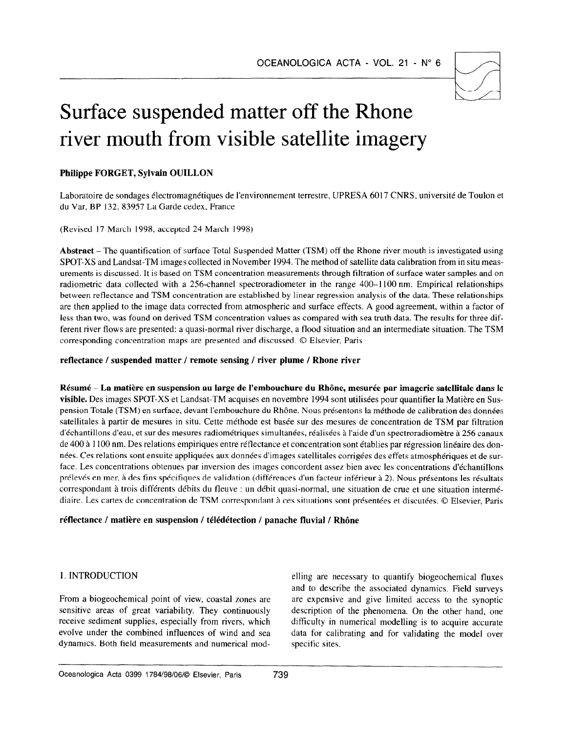# Surface suspended matter off the Rhone river mouth from visible satellite imagery

**Philippe FORGET, Sylvain OUILLON**

Laboratoire de sondages électromagnétiques de l'environnement terrestre, UPRESA 6017 CNRS, université de Toulon et du Var, BP 132, 83957 La Garde cedex, France

(Revised 17 March 1998, accepted 24 March 1998)

**Abstract** – The quantification of surface Total Suspended Matter (TSM) off the Rhone river mouth is investigated using SPOT-XS and Landsat-TM images collected in November 1994. The method of satellite data calibration from in situ measurements is discussed. It is based on TSM concentration measurements through filtration of surface water samples and on radiometric data collected with a 256-channel spectroradiometer in the range 400–1100 nm. Empirical relationships between reflectance and TSM concentration are established by linear regression analysis of the data. These relationships are then applied to the image data corrected from atmospheric and surface effects. A good agreement, within a factor of less than two, was found on derived TSM concentration values as compared with sea truth data. The results for three different river flows are presented: a quasi-normal river discharge, a flood situation and an intermediate situation. The TSM corresponding concentration maps are presented and discussed. © Elsevier, Paris

**reflectance / suspended matter / remote sensing / river plume / Rhone river**

**Résumé** – **La matière en suspension au large de l'embouchure du Rhône, mesurée par imagerie satellitale dans le visible.** Des images SPOT-XS et Landsat-TM acquises en novembre 1994 sont utilisées pour quantifier la Matière en Suspension Totale (TSM) en surface, devant l'embouchure du Rhône. Nous présentons la méthode de calibration des données satellitales à partir de mesures in situ. Cette méthode est basée sur des mesures de concentration de TSM par filtration d'échantillons d'eau, et sur des mesures radiométriques simultanées, réalisées à l'aide d'un spectroradiomètre à 256 canaux de 400 à 1100 nm. Des relations empiriques entre réflectance et concentration sont établies par régression linéaire des données. Ces relations sont ensuite appliquées aux données d'images satellitales corrigées des effets atmosphériques et de surface. Les concentrations obtenues par inversion des images concordent assez bien avec les concentrations d'échantillons prélevés en mer, à des fins spécifiques de validation (différences d'un facteur inférieur à 2). Nous présentons les résultats correspondant à trois différents débits du fleuve : un débit quasi-normal, une situation de crue et une situation intermédiaire. Les cartes de concentration de TSM correspondant à ces situations sont présentées et discutées. © Elsevier, Paris

**réflectance / matière en suspension / télédétection / panache fluvial / Rhône**

## 1. INTRODUCTION

From a biogeochemical point of view, coastal zones are sensitive areas of great variability. They continuously receive sediment supplies, especially from rivers, which evolve under the combined influences of wind and sea dynamics. Both field measurements and numerical modelling are necessary to quantify biogeochemical fluxes and to describe the associated dynamics. Field surveys are expensive and give limited access to the synoptic description of the phenomena. On the other hand, one difficulty in numerical modelling is to acquire accurate data for calibrating and for validating the model over specific sites.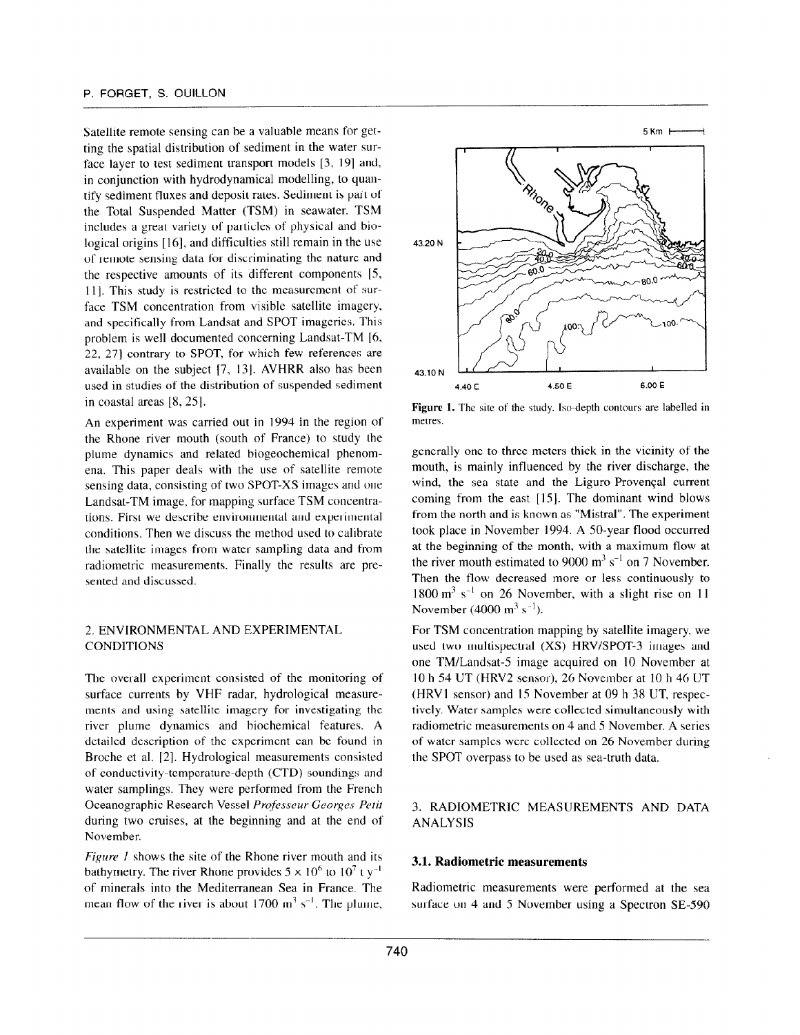Satellite remote sensing can be a valuable means for getting the spatial distribution of sediment in the water surface layer to test sediment transport models [3, 19] and, in conjunction with hydrodynamical modelling, to quantify sediment fluxes and deposit rates. Sediment is part of the Total Suspended Matter (TSM) in seawater. TSM includes a great variety of particles of physical and biological origins [16], and difficulties still remain in the use of remote sensing data for discriminating the nature and the respective amounts of its different components [5, 11]. This study is restricted to the measurement of surface TSM concentration from visible satellite imagery, and specifically from Landsat and SPOT imageries. This problem is well documented concerning Landsat-TM [6, 22, 27] contrary to SPOT, for which few references are available on the subject [7, 13]. AVHRR also has been used in studies of the distribution of suspended sediment in coastal areas [8, 25].

An experiment was carried out in 1994 in the region of the Rhone river mouth (south of France) to study the plume dynamics and related biogeochemical phenomena. This paper deals with the use of satellite remote sensing data, consisting of two SPOT-XS images and one Landsat-TM image, for mapping surface TSM concentrations. First we describe environmental and experimental conditions. Then we discuss the method used to calibrate the satellite images from water sampling data and from radiometric measurements. Finally the results are presented and discussed.

## 2. ENVIRONMENTAL AND EXPERIMENTAL CONDITIONS

The overall experiment consisted of the monitoring of surface currents by VHF radar, hydrological measurements and using satellite imagery for investigating the river plume dynamics and biochemical features. A detailed description of the experiment can be found in Broche et al. [2]. Hydrological measurements consisted of conductivity-temperature-depth (CTD) soundings and water samplings. They were performed from the French Oceanographic Research Vessel *Professeur Georges Petit* during two cruises, at the beginning and at the end of November.

*Figure 1* shows the site of the Rhone river mouth and its bathymetry. The river Rhone provides $5 \times 10^6$ to $10^7$ t y$^{-1}$ of minerals into the Mediterranean Sea in France. The mean flow of the river is about 1700 m$^3$ s$^{-1}$. The plume, generally one to three meters thick in the vicinity of the mouth, is mainly influenced by the river discharge, the wind, the sea state and the Liguro Provençal current coming from the east [15]. The dominant wind blows from the north and is known as "Mistral". The experiment took place in November 1994. A 50-year flood occurred at the beginning of the month, with a maximum flow at the river mouth estimated to 9000 m$^3$ s$^{-1}$ on 7 November. Then the flow decreased more or less continuously to 1800 m$^3$ s$^{-1}$ on 26 November, with a slight rise on 11 November (4000 m$^3$ s$^{-1}$).

**Figure 1.** The site of the study. Iso-depth contours are labelled in metres.

For TSM concentration mapping by satellite imagery, we used two multispectral (XS) HRV/SPOT-3 images and one TM/Landsat-5 image acquired on 10 November at 10 h 54 UT (HRV2 sensor), 26 November at 10 h 46 UT (HRV1 sensor) and 15 November at 09 h 38 UT, respectively. Water samples were collected simultaneously with radiometric measurements on 4 and 5 November. A series of water samples were collected on 26 November during the SPOT overpass to be used as sea-truth data.

## 3. RADIOMETRIC MEASUREMENTS AND DATA ANALYSIS

### 3.1. Radiometric measurements

Radiometric measurements were performed at the sea surface on 4 and 5 November using a Spectron SE-590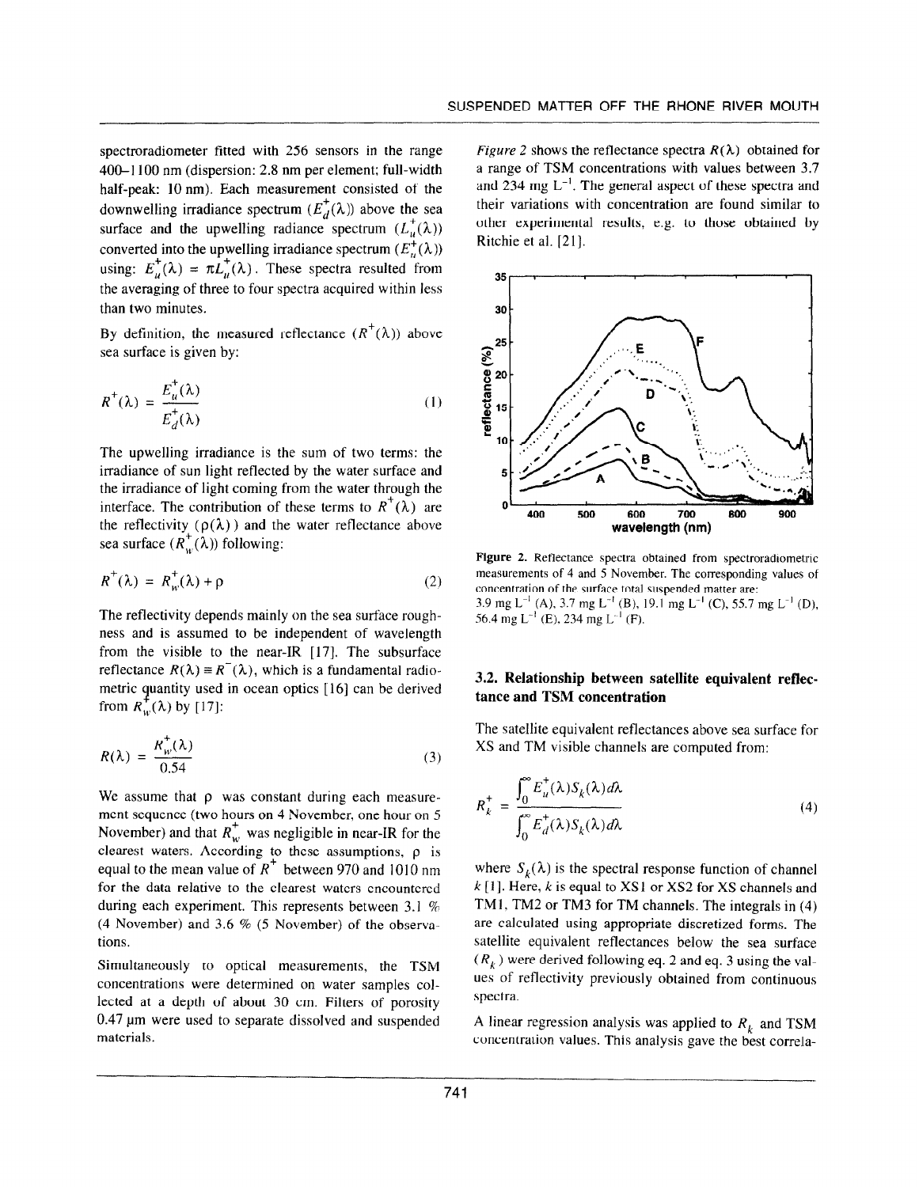spectroradiometer fitted with 256 sensors in the range 400–1100 nm (dispersion: 2.8 nm per element; full-width half-peak: 10 nm). Each measurement consisted of the downwelling irradiance spectrum ($E_d^+(\lambda)$) above the sea surface and the upwelling radiance spectrum ($L_u^+(\lambda)$) converted into the upwelling irradiance spectrum ($E_u^+(\lambda)$) using: $E_u^+(\lambda) = \pi L_u^+(\lambda)$. These spectra resulted from the averaging of three to four spectra acquired within less than two minutes.

By definition, the measured reflectance ($R^+(\lambda)$) above sea surface is given by:

$$R^+(\lambda) = \frac{E_u^+(\lambda)}{E_d^+(\lambda)} \tag{1}$$

The upwelling irradiance is the sum of two terms: the irradiance of sun light reflected by the water surface and the irradiance of light coming from the water through the interface. The contribution of these terms to $R^+(\lambda)$ are the reflectivity ($\rho(\lambda)$) and the water reflectance above sea surface ($R_w^+(\lambda)$) following:

$$R^+(\lambda) = R_w^+(\lambda) + \rho \tag{2}$$

The reflectivity depends mainly on the sea surface roughness and is assumed to be independent of wavelength from the visible to the near-IR [17]. The subsurface reflectance $R(\lambda) \equiv R^-(\lambda)$, which is a fundamental radiometric quantity used in ocean optics [16] can be derived from $R_w^+(\lambda)$ by [17]:

$$R(\lambda) = \frac{R_w^+(\lambda)}{0.54} \tag{3}$$

We assume that $\rho$ was constant during each measurement sequence (two hours on 4 November, one hour on 5 November) and that $R_w^+$ was negligible in near-IR for the clearest waters. According to these assumptions, $\rho$ is equal to the mean value of $R^+$ between 970 and 1010 nm for the data relative to the clearest waters encountered during each experiment. This represents between 3.1 % (4 November) and 3.6 % (5 November) of the observations.

Simultaneously to optical measurements, the TSM concentrations were determined on water samples collected at a depth of about 30 cm. Filters of porosity 0.47 µm were used to separate dissolved and suspended materials.

*Figure 2* shows the reflectance spectra $R(\lambda)$ obtained for a range of TSM concentrations with values between 3.7 and 234 mg L$^{-1}$. The general aspect of these spectra and their variations with concentration are found similar to other experimental results, e.g. to those obtained by Ritchie et al. [21].

**Figure 2.** Reflectance spectra obtained from spectroradiometric measurements of 4 and 5 November. The corresponding values of concentration of the surface total suspended matter are: 3.9 mg L$^{-1}$ (A), 3.7 mg L$^{-1}$ (B), 19.1 mg L$^{-1}$ (C), 55.7 mg L$^{-1}$ (D), 56.4 mg L$^{-1}$ (E), 234 mg L$^{-1}$ (F).

### 3.2. Relationship between satellite equivalent reflectance and TSM concentration

The satellite equivalent reflectances above sea surface for XS and TM visible channels are computed from:

$$R_k^+ = \frac{\int_0^\infty E_u^+(\lambda) S_k(\lambda) d\lambda}{\int_0^\infty E_d^+(\lambda) S_k(\lambda) d\lambda} \tag{4}$$

where $S_k(\lambda)$ is the spectral response function of channel $k$ [1]. Here, $k$ is equal to XS1 or XS2 for XS channels and TM1, TM2 or TM3 for TM channels. The integrals in (4) are calculated using appropriate discretized forms. The satellite equivalent reflectances below the sea surface ($R_k$) were derived following eq. 2 and eq. 3 using the values of reflectivity previously obtained from continuous spectra.

A linear regression analysis was applied to $R_k$ and TSM concentration values. This analysis gave the best correla-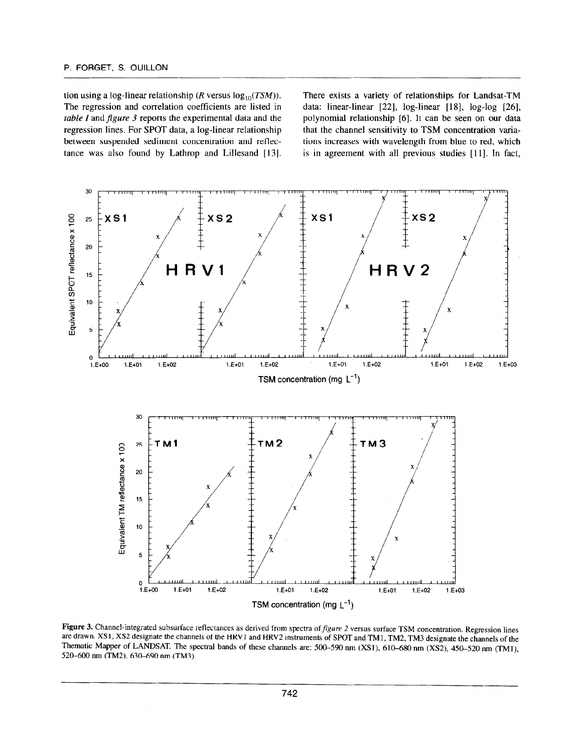tion using a log-linear relationship ($R$ versus $\log_{10}(TSM)$). The regression and correlation coefficients are listed in *table I* and *figure 3* reports the experimental data and the regression lines. For SPOT data, a log-linear relationship between suspended sediment concentration and reflectance was also found by Lathrop and Lillesand [13]. There exists a variety of relationships for Landsat-TM data: linear-linear [22], log-linear [18], log-log [26], polynomial relationship [6]. It can be seen on our data that the channel sensitivity to TSM concentration variations increases with wavelength from blue to red, which is in agreement with all previous studies [11]. In fact,

**Figure 3.** Channel-integrated subsurface reflectances as derived from spectra of *figure 2* versus surface TSM concentration. Regression lines are drawn. XS1, XS2 designate the channels of the HRV1 and HRV2 instruments of SPOT and TM1, TM2, TM3 designate the channels of the Thematic Mapper of LANDSAT. The spectral bands of these channels are: 500–590 nm (XS1), 610–680 nm (XS2), 450–520 nm (TM1), 520–600 nm (TM2), 630–690 nm (TM3).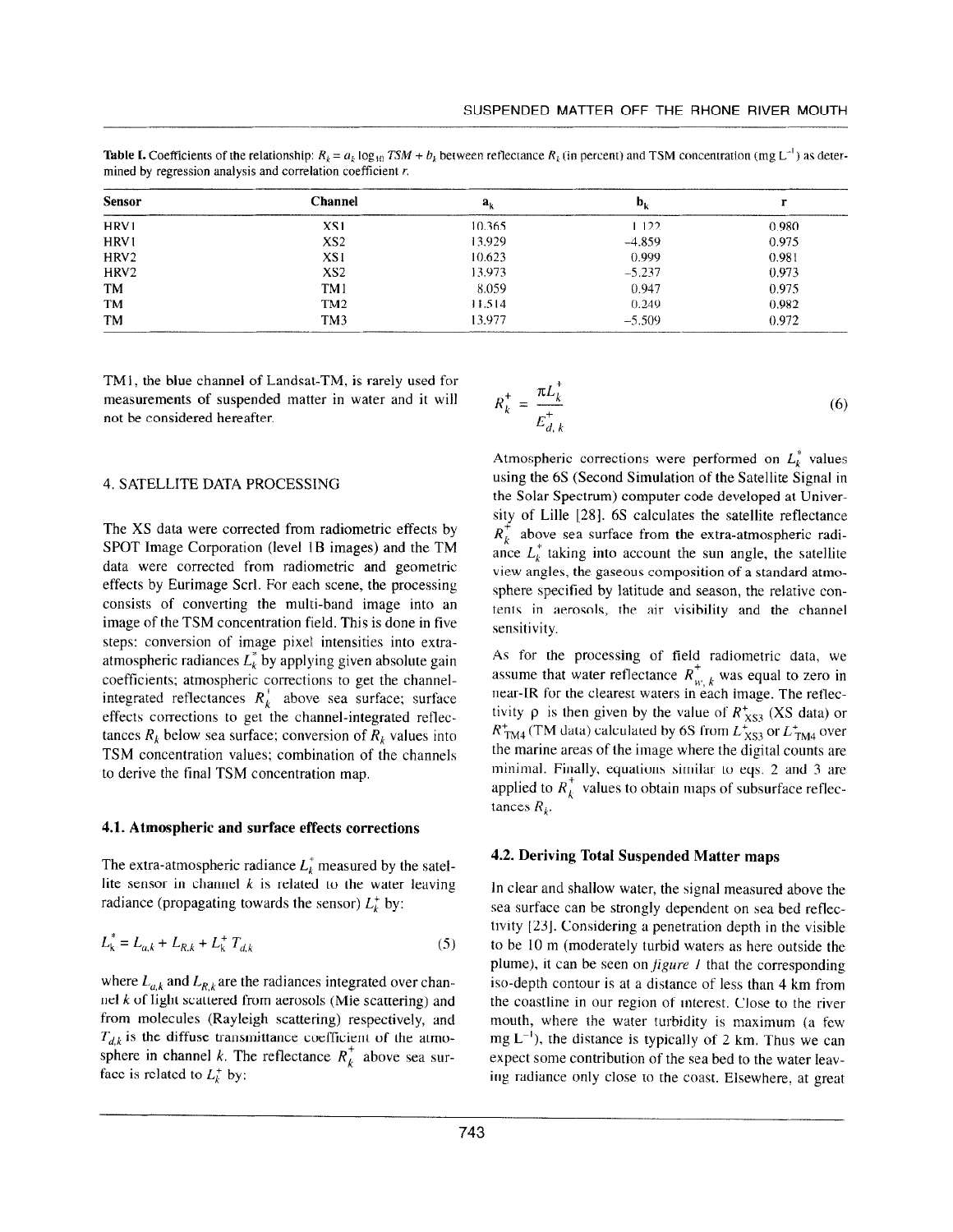**Table I.** Coefficients of the relationship: $R_k = a_k \log_{10} TSM + b_k$ between reflectance $R_k$ (in percent) and TSM concentration (mg $L^{-1}$) as determined by regression analysis and correlation coefficient $r$.

| Sensor | Channel | $a_k$ | $b_k$ | r |
|---|---|---|---|---|
| HRV1 | XS1 | 10.365 | 1.122 | 0.980 |
| HRV1 | XS2 | 13.929 | −4.859 | 0.975 |
| HRV2 | XS1 | 10.623 | 0.999 | 0.981 |
| HRV2 | XS2 | 13.973 | −5.237 | 0.973 |
| TM | TM1 | 8.059 | 0.947 | 0.975 |
| TM | TM2 | 11.514 | 0.249 | 0.982 |
| TM | TM3 | 13.977 | −5.509 | 0.972 |

TM1, the blue channel of Landsat-TM, is rarely used for measurements of suspended matter in water and it will not be considered hereafter.

## 4. SATELLITE DATA PROCESSING

The XS data were corrected from radiometric effects by SPOT Image Corporation (level 1B images) and the TM data were corrected from radiometric and geometric effects by Eurimage Scrl. For each scene, the processing consists of converting the multi-band image into an image of the TSM concentration field. This is done in five steps: conversion of image pixel intensities into extra-atmospheric radiances $L_k^*$ by applying given absolute gain coefficients; atmospheric corrections to get the channel-integrated reflectances $R_k^+$ above sea surface; surface effects corrections to get the channel-integrated reflectances $R_k$ below sea surface; conversion of $R_k$ values into TSM concentration values; combination of the channels to derive the final TSM concentration map.

### 4.1. Atmospheric and surface effects corrections

The extra-atmospheric radiance $L_k^*$ measured by the satellite sensor in channel $k$ is related to the water leaving radiance (propagating towards the sensor) $L_k^+$ by:

$$L_k^* = L_{a,k} + L_{R,k} + L_k^+ T_{d,k} \tag{5}$$

where $L_{a,k}$ and $L_{R,k}$ are the radiances integrated over channel $k$ of light scattered from aerosols (Mie scattering) and from molecules (Rayleigh scattering) respectively, and $T_{d,k}$ is the diffuse transmittance coefficient of the atmosphere in channel $k$. The reflectance $R_k^+$ above sea surface is related to $L_k^+$ by:

$$R_k^+ = \frac{\pi L_k^+}{E_{d,k}^+} \tag{6}$$

Atmospheric corrections were performed on $L_k^*$ values using the 6S (Second Simulation of the Satellite Signal in the Solar Spectrum) computer code developed at University of Lille [28]. 6S calculates the satellite reflectance $R_k^+$ above sea surface from the extra-atmospheric radiance $L_k^*$ taking into account the sun angle, the satellite view angles, the gaseous composition of a standard atmosphere specified by latitude and season, the relative contents in aerosols, the air visibility and the channel sensitivity.

As for the processing of field radiometric data, we assume that water reflectance $R_{w,k}^+$ was equal to zero in near-IR for the clearest waters in each image. The reflectivity ρ is then given by the value of $R_{XS3}^+$ (XS data) or $R_{TM4}^+$ (TM data) calculated by 6S from $L_{XS3}^+$ or $L_{TM4}^+$ over the marine areas of the image where the digital counts are minimal. Finally, equations similar to eqs. 2 and 3 are applied to $R_k^+$ values to obtain maps of subsurface reflectances $R_k$.

### 4.2. Deriving Total Suspended Matter maps

In clear and shallow water, the signal measured above the sea surface can be strongly dependent on sea bed reflectivity [23]. Considering a penetration depth in the visible to be 10 m (moderately turbid waters as here outside the plume), it can be seen on *figure 1* that the corresponding iso-depth contour is at a distance of less than 4 km from the coastline in our region of interest. Close to the river mouth, where the water turbidity is maximum (a few mg $L^{-1}$), the distance is typically of 2 km. Thus we can expect some contribution of the sea bed to the water leaving radiance only close to the coast. Elsewhere, at great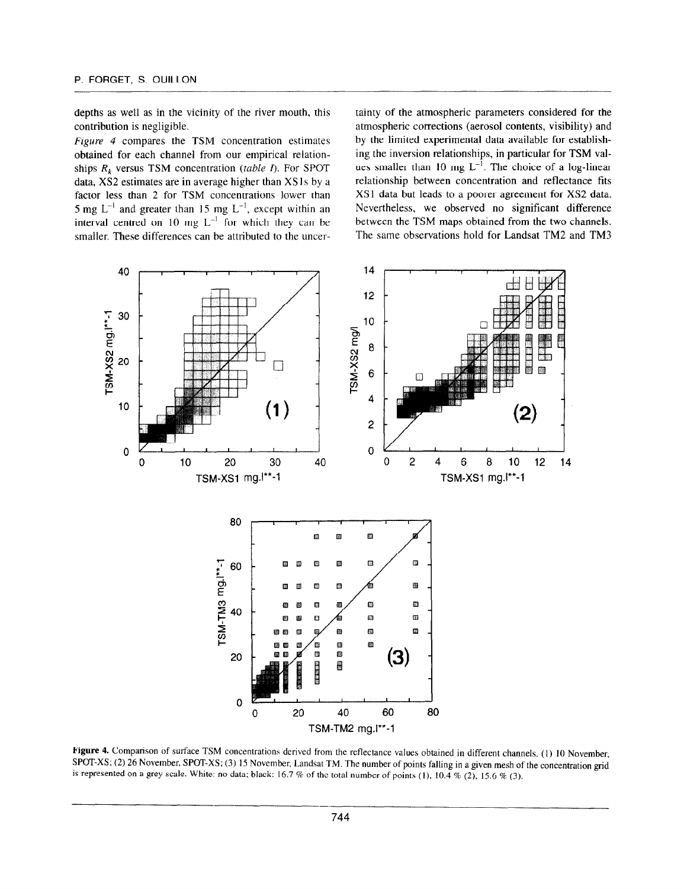depths as well as in the vicinity of the river mouth, this contribution is negligible.

*Figure 4* compares the TSM concentration estimates obtained for each channel from our empirical relationships $R_k$ versus TSM concentration (*table I*). For SPOT data, XS2 estimates are in average higher than XS1s by a factor less than 2 for TSM concentrations lower than 5 mg $L^{-1}$ and greater than 15 mg $L^{-1}$, except within an interval centred on 10 mg $L^{-1}$ for which they can be smaller. These differences can be attributed to the uncertainty of the atmospheric parameters considered for the atmospheric corrections (aerosol contents, visibility) and by the limited experimental data available for establishing the inversion relationships, in particular for TSM values smaller than 10 mg $L^{-1}$. The choice of a log-linear relationship between concentration and reflectance fits XS1 data but leads to a poorer agreement for XS2 data. Nevertheless, we observed no significant difference between the TSM maps obtained from the two channels. The same observations hold for Landsat TM2 and TM3

**Figure 4.** Comparison of surface TSM concentrations derived from the reflectance values obtained in different channels. (1) 10 November, SPOT-XS; (2) 26 November, SPOT-XS; (3) 15 November, Landsat TM. The number of points falling in a given mesh of the concentration grid is represented on a grey scale. White: no data; black: 16.7 % of the total number of points (1), 10.4 % (2), 15.6 % (3).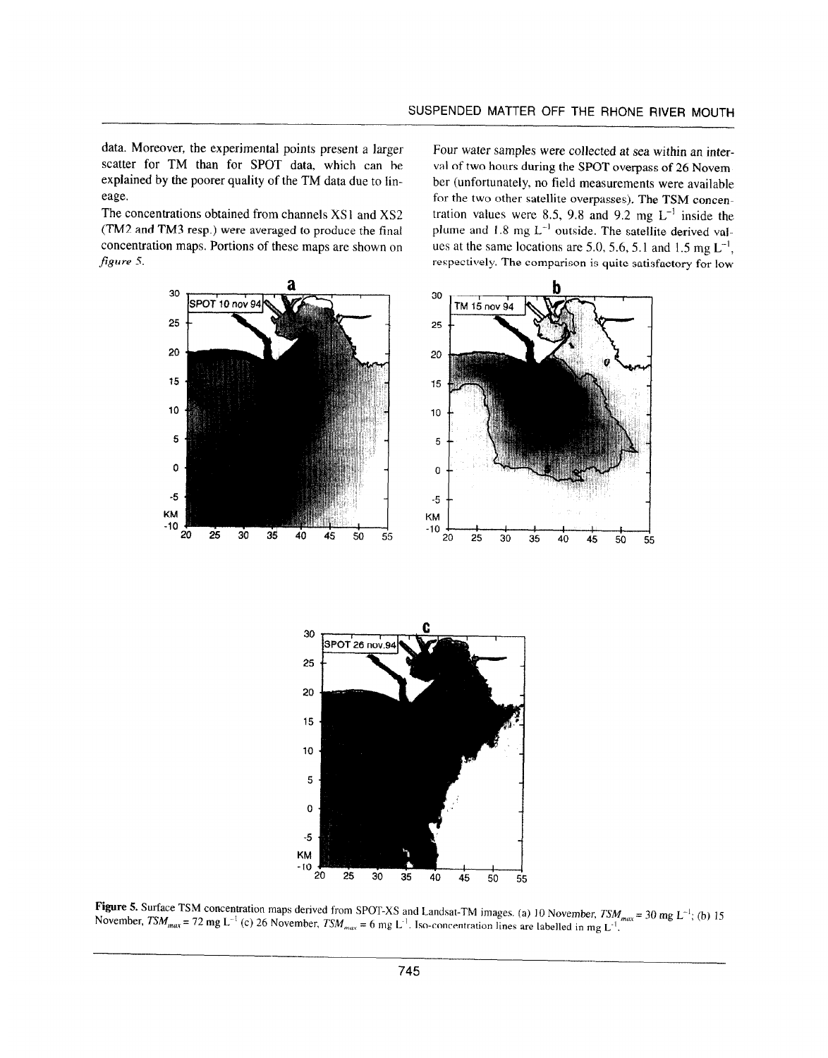data. Moreover, the experimental points present a larger scatter for TM than for SPOT data, which can be explained by the poorer quality of the TM data due to lineage.

The concentrations obtained from channels XS1 and XS2 (TM2 and TM3 resp.) were averaged to produce the final concentration maps. Portions of these maps are shown on *figure 5*.

Four water samples were collected at sea within an interval of two hours during the SPOT overpass of 26 November (unfortunately, no field measurements were available for the two other satellite overpasses). The TSM concentration values were 8.5, 9.8 and 9.2 mg $L^{-1}$ inside the plume and 1.8 mg $L^{-1}$ outside. The satellite derived values at the same locations are 5.0, 5.6, 5.1 and 1.5 mg $L^{-1}$, respectively. The comparison is quite satisfactory for low

**Figure 5.** Surface TSM concentration maps derived from SPOT-XS and Landsat-TM images. (a) 10 November, $TSM_{max}$ = 30 mg $L^{-1}$; (b) 15 November, $TSM_{max}$ = 72 mg $L^{-1}$ (c) 26 November, $TSM_{max}$ = 6 mg $L^{-1}$. Iso-concentration lines are labelled in mg $L^{-1}$.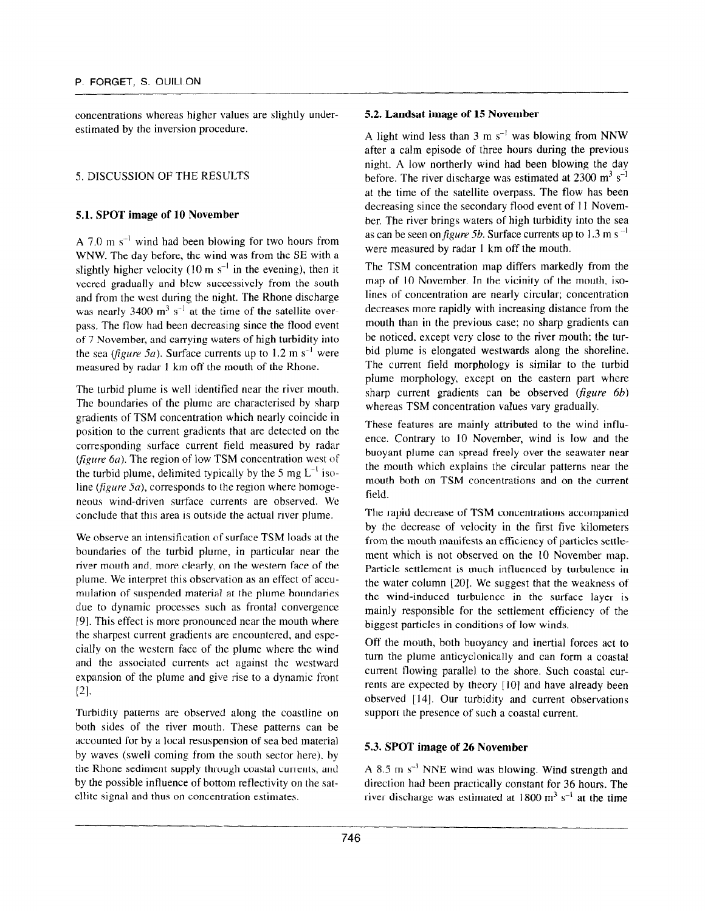concentrations whereas higher values are slightly underestimated by the inversion procedure.

## 5. DISCUSSION OF THE RESULTS

### 5.1. SPOT image of 10 November

A 7.0 m $s^{-1}$ wind had been blowing for two hours from WNW. The day before, the wind was from the SE with a slightly higher velocity (10 m $s^{-1}$ in the evening), then it veered gradually and blew successively from the south and from the west during the night. The Rhone discharge was nearly 3400 $m^3$ $s^{-1}$ at the time of the satellite overpass. The flow had been decreasing since the flood event of 7 November, and carrying waters of high turbidity into the sea (*figure 5a*). Surface currents up to 1.2 m $s^{-1}$ were measured by radar 1 km off the mouth of the Rhone.

The turbid plume is well identified near the river mouth. The boundaries of the plume are characterised by sharp gradients of TSM concentration which nearly coincide in position to the current gradients that are detected on the corresponding surface current field measured by radar (*figure 6a*). The region of low TSM concentration west of the turbid plume, delimited typically by the 5 mg $L^{-1}$ isoline (*figure 5a*), corresponds to the region where homogeneous wind-driven surface currents are observed. We conclude that this area is outside the actual river plume.

We observe an intensification of surface TSM loads at the boundaries of the turbid plume, in particular near the river mouth and, more clearly, on the western face of the plume. We interpret this observation as an effect of accumulation of suspended material at the plume boundaries due to dynamic processes such as frontal convergence [9]. This effect is more pronounced near the mouth where the sharpest current gradients are encountered, and especially on the western face of the plume where the wind and the associated currents act against the westward expansion of the plume and give rise to a dynamic front [2].

Turbidity patterns are observed along the coastline on both sides of the river mouth. These patterns can be accounted for by a local resuspension of sea bed material by waves (swell coming from the south sector here), by the Rhone sediment supply through coastal currents, and by the possible influence of bottom reflectivity on the satellite signal and thus on concentration estimates.

### 5.2. Landsat image of 15 November

A light wind less than 3 m $s^{-1}$ was blowing from NNW after a calm episode of three hours during the previous night. A low northerly wind had been blowing the day before. The river discharge was estimated at 2300 $m^3$ $s^{-1}$ at the time of the satellite overpass. The flow has been decreasing since the secondary flood event of 11 November. The river brings waters of high turbidity into the sea as can be seen on *figure 5b*. Surface currents up to 1.3 m $s^{-1}$ were measured by radar 1 km off the mouth.

The TSM concentration map differs markedly from the map of 10 November. In the vicinity of the mouth, isolines of concentration are nearly circular; concentration decreases more rapidly with increasing distance from the mouth than in the previous case; no sharp gradients can be noticed, except very close to the river mouth; the turbid plume is elongated westwards along the shoreline. The current field morphology is similar to the turbid plume morphology, except on the eastern part where sharp current gradients can be observed (*figure 6b*) whereas TSM concentration values vary gradually.

These features are mainly attributed to the wind influence. Contrary to 10 November, wind is low and the buoyant plume can spread freely over the seawater near the mouth which explains the circular patterns near the mouth both on TSM concentrations and on the current field.

The rapid decrease of TSM concentrations accompanied by the decrease of velocity in the first five kilometers from the mouth manifests an efficiency of particles settlement which is not observed on the 10 November map. Particle settlement is much influenced by turbulence in the water column [20]. We suggest that the weakness of the wind-induced turbulence in the surface layer is mainly responsible for the settlement efficiency of the biggest particles in conditions of low winds.

Off the mouth, both buoyancy and inertial forces act to turn the plume anticyclonically and can form a coastal current flowing parallel to the shore. Such coastal currents are expected by theory [10] and have already been observed [14]. Our turbidity and current observations support the presence of such a coastal current.

### 5.3. SPOT image of 26 November

A 8.5 m $s^{-1}$ NNE wind was blowing. Wind strength and direction had been practically constant for 36 hours. The river discharge was estimated at 1800 $m^3$ $s^{-1}$ at the time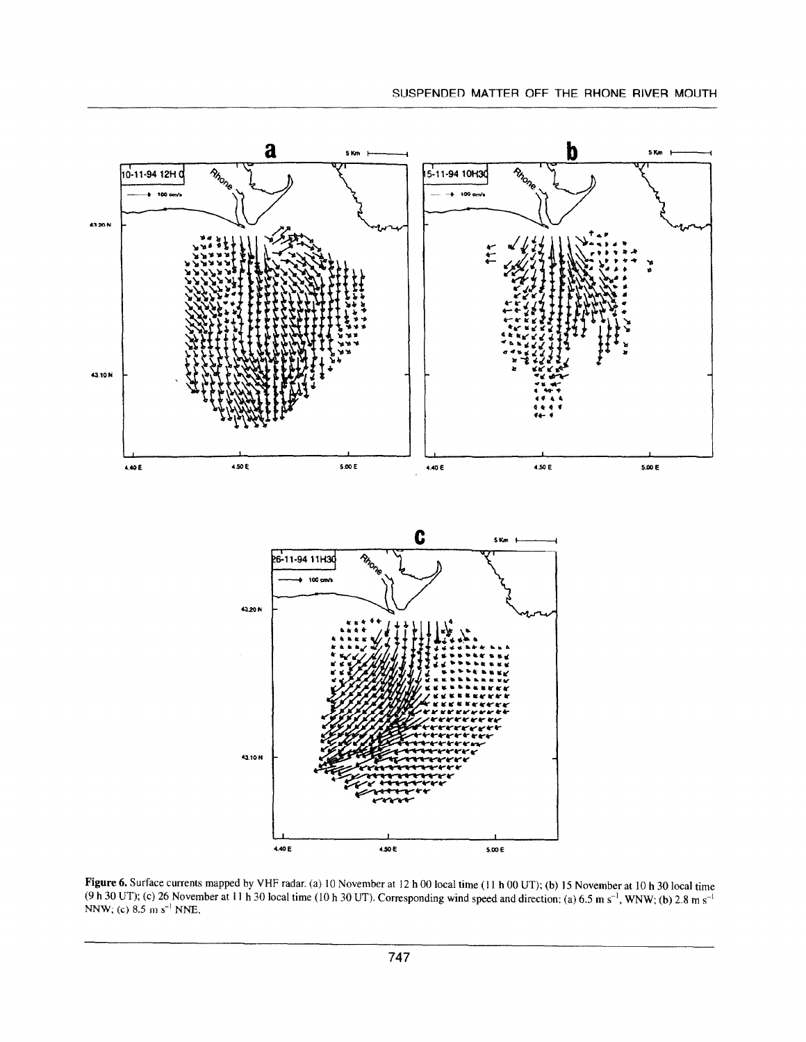Figure 6. Surface currents mapped by VHF radar. (a) 10 November at 12 h 00 local time (11 h 00 UT); (b) 15 November at 10 h 30 local time (9 h 30 UT); (c) 26 November at 11 h 30 local time (10 h 30 UT). Corresponding wind speed and direction: (a) 6.5 m $s^{-1}$, WNW; (b) 2.8 m $s^{-1}$ NNW; (c) 8.5 m $s^{-1}$ NNE.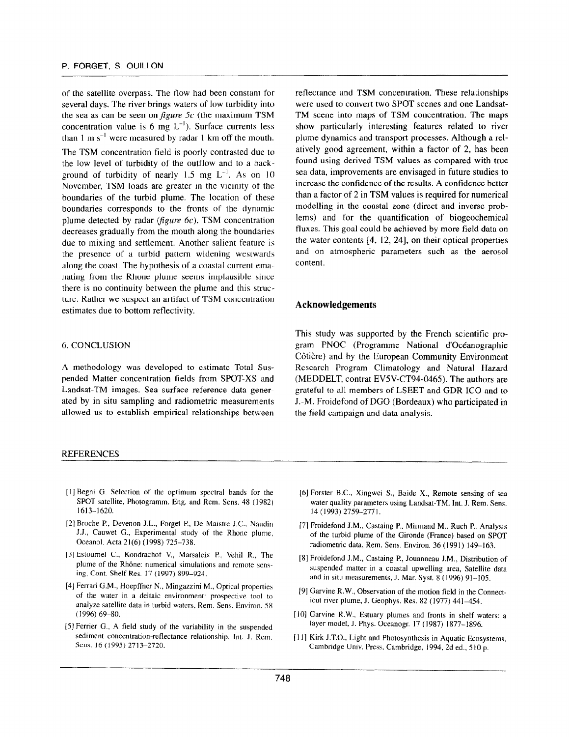of the satellite overpass. The flow had been constant for several days. The river brings waters of low turbidity into the sea as can be seen on *figure 5c* (the maximum TSM concentration value is 6 mg $L^{-1}$). Surface currents less than 1 m $s^{-1}$ were measured by radar 1 km off the mouth.

The TSM concentration field is poorly contrasted due to the low level of turbidity of the outflow and to a background of turbidity of nearly 1.5 mg $L^{-1}$. As on 10 November, TSM loads are greater in the vicinity of the boundaries of the turbid plume. The location of these boundaries corresponds to the fronts of the dynamic plume detected by radar (*figure 6c*). TSM concentration decreases gradually from the mouth along the boundaries due to mixing and settlement. Another salient feature is the presence of a turbid pattern widening westwards along the coast. The hypothesis of a coastal current emanating from the Rhone plume seems implausible since there is no continuity between the plume and this structure. Rather we suspect an artifact of TSM concentration estimates due to bottom reflectivity.

## 6. CONCLUSION

A methodology was developed to estimate Total Suspended Matter concentration fields from SPOT-XS and Landsat-TM images. Sea surface reference data generated by in situ sampling and radiometric measurements allowed us to establish empirical relationships between reflectance and TSM concentration. These relationships were used to convert two SPOT scenes and one Landsat-TM scene into maps of TSM concentration. The maps show particularly interesting features related to river plume dynamics and transport processes. Although a relatively good agreement, within a factor of 2, has been found using derived TSM values as compared with true sea data, improvements are envisaged in future studies to increase the confidence of the results. A confidence better than a factor of 2 in TSM values is required for numerical modelling in the coastal zone (direct and inverse problems) and for the quantification of biogeochemical fluxes. This goal could be achieved by more field data on the water contents [4, 12, 24], on their optical properties and on atmospheric parameters such as the aerosol content.

## Acknowledgements

This study was supported by the French scientific program PNOC (Programme National d'Océanographie Côtière) and by the European Community Environment Research Program Climatology and Natural Hazard (MEDDELT, contrat EV5V-CT94-0465). The authors are grateful to all members of LSEET and GDR ICO and to J.-M. Froidefond of DGO (Bordeaux) who participated in the field campaign and data analysis.

## REFERENCES

[1] Begni G. Selection of the optimum spectral bands for the SPOT satellite, Photogramm. Eng. and Rem. Sens. 48 (1982) 1613–1620.

[2] Broche P., Devenon J.L., Forget P., De Maistre J.C., Naudin J.J., Cauwet G., Experimental study of the Rhone plume, Oceanol. Acta 21(6) (1998) 725–738.

[3] Estournel C., Kondrachof V., Marsaleix P., Vehil R., The plume of the Rhône: numerical simulations and remote sensing, Cont. Shelf Res. 17 (1997) 899–924.

[4] Ferrari G.M., Hoepffner N., Mingazzini M., Optical properties of the water in a deltaic environment: prospective tool to analyze satellite data in turbid waters, Rem. Sens. Environ. 58 (1996) 69–80.

[5] Ferrier G., A field study of the variability in the suspended sediment concentration-reflectance relationship, Int. J. Rem. Sens. 16 (1995) 2713–2720.

[6] Forster B.C., Xingwei S., Baide X., Remote sensing of sea water quality parameters using Landsat-TM. Int. J. Rem. Sens. 14 (1993) 2759–2771.

[7] Froidefond J.M., Castaing P., Mirmand M., Ruch P., Analysis of the turbid plume of the Gironde (France) based on SPOT radiometric data, Rem. Sens. Environ. 36 (1991) 149–163.

[8] Froidefond J.M., Castaing P., Jouanneau J.M., Distribution of suspended matter in a coastal upwelling area, Satellite data and in situ measurements, J. Mar. Syst. 8 (1996) 91–105.

[9] Garvine R.W., Observation of the motion field in the Connecticut river plume, J. Geophys. Res. 82 (1977) 441–454.

[10] Garvine R.W., Estuary plumes and fronts in shelf waters: a layer model, J. Phys. Oceanogr. 17 (1987) 1877–1896.

[11] Kirk J.T.O., Light and Photosynthesis in Aquatic Ecosystems, Cambridge Univ. Press, Cambridge, 1994, 2d ed., 510 p.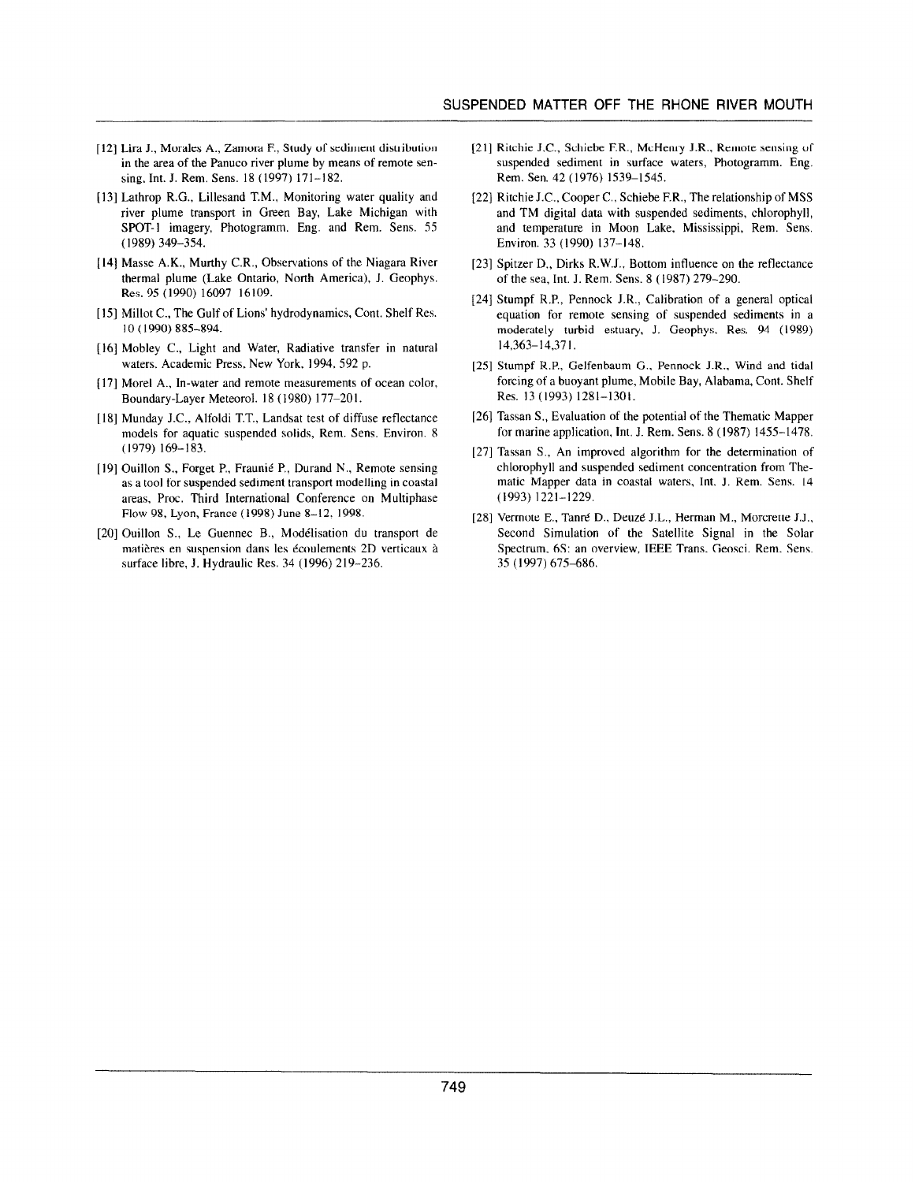[12] Lira J., Morales A., Zamora F., Study of sediment distribution in the area of the Panuco river plume by means of remote sensing, Int. J. Rem. Sens. 18 (1997) 171–182.

[13] Lathrop R.G., Lillesand T.M., Monitoring water quality and river plume transport in Green Bay, Lake Michigan with SPOT-1 imagery, Photogramm. Eng. and Rem. Sens. 55 (1989) 349–354.

[14] Masse A.K., Murthy C.R., Observations of the Niagara River thermal plume (Lake Ontario, North America), J. Geophys. Res. 95 (1990) 16097 16109.

[15] Millot C., The Gulf of Lions' hydrodynamics, Cont. Shelf Res. 10 (1990) 885–894.

[16] Mobley C., Light and Water, Radiative transfer in natural waters. Academic Press, New York, 1994, 592 p.

[17] Morel A., In-water and remote measurements of ocean color, Boundary-Layer Meteorol. 18 (1980) 177–201.

[18] Munday J.C., Alfoldi T.T., Landsat test of diffuse reflectance models for aquatic suspended solids, Rem. Sens. Environ. 8 (1979) 169–183.

[19] Ouillon S., Forget P., Fraunié P., Durand N., Remote sensing as a tool for suspended sediment transport modelling in coastal areas, Proc. Third International Conference on Multiphase Flow 98, Lyon, France (1998) June 8–12, 1998.

[20] Ouillon S., Le Guennec B., Modélisation du transport de matières en suspension dans les écoulements 2D verticaux à surface libre, J. Hydraulic Res. 34 (1996) 219–236.

[21] Ritchie J.C., Schiebe F.R., McHenry J.R., Remote sensing of suspended sediment in surface waters, Photogramm. Eng. Rem. Sen. 42 (1976) 1539–1545.

[22] Ritchie J.C., Cooper C., Schiebe F.R., The relationship of MSS and TM digital data with suspended sediments, chlorophyll, and temperature in Moon Lake, Mississippi, Rem. Sens. Environ. 33 (1990) 137–148.

[23] Spitzer D., Dirks R.W.J., Bottom influence on the reflectance of the sea, Int. J. Rem. Sens. 8 (1987) 279–290.

[24] Stumpf R.P., Pennock J.R., Calibration of a general optical equation for remote sensing of suspended sediments in a moderately turbid estuary, J. Geophys. Res. 94 (1989) 14,363–14,371.

[25] Stumpf R.P., Gelfenbaum G., Pennock J.R., Wind and tidal forcing of a buoyant plume, Mobile Bay, Alabama, Cont. Shelf Res. 13 (1993) 1281–1301.

[26] Tassan S., Evaluation of the potential of the Thematic Mapper for marine application, Int. J. Rem. Sens. 8 (1987) 1455–1478.

[27] Tassan S., An improved algorithm for the determination of chlorophyll and suspended sediment concentration from Thematic Mapper data in coastal waters, Int. J. Rem. Sens. 14 (1993) 1221–1229.

[28] Vermote E., Tanré D., Deuzé J.L., Herman M., Morcrette J.J., Second Simulation of the Satellite Signal in the Solar Spectrum, 6S: an overview, IEEE Trans. Geosci. Rem. Sens. 35 (1997) 675–686.